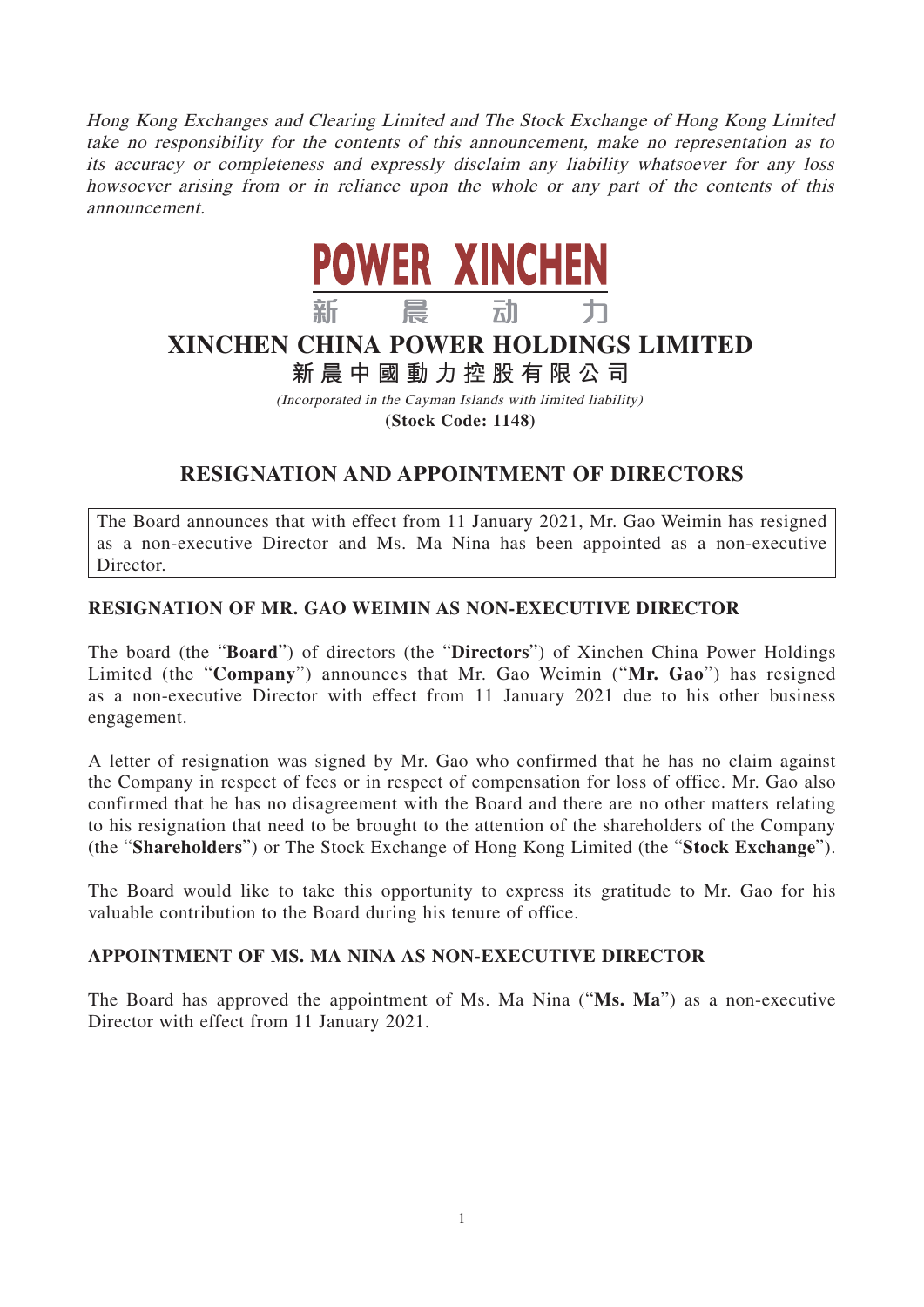*Hong Kong Exchanges and Clearing Limited and The Stock Exchange of Hong Kong Limited take no responsibility for the contents of this announcement, make no representation as to its accuracy or completeness and expressly disclaim any liability whatsoever for any loss howsoever arising from or in reliance upon the whole or any part of the contents of this announcement.*

POWER XINCHEN
新晨动力

# XINCHEN CHINA POWER HOLDINGS LIMITED

## 新晨中國動力控股有限公司

*(Incorporated in the Cayman Islands with limited liability)*

**(Stock Code: 1148)**

## RESIGNATION AND APPOINTMENT OF DIRECTORS

The Board announces that with effect from 11 January 2021, Mr. Gao Weimin has resigned as a non-executive Director and Ms. Ma Nina has been appointed as a non-executive Director.

### RESIGNATION OF MR. GAO WEIMIN AS NON-EXECUTIVE DIRECTOR

The board (the "**Board**") of directors (the "**Directors**") of Xinchen China Power Holdings Limited (the "**Company**") announces that Mr. Gao Weimin ("**Mr. Gao**") has resigned as a non-executive Director with effect from 11 January 2021 due to his other business engagement.

A letter of resignation was signed by Mr. Gao who confirmed that he has no claim against the Company in respect of fees or in respect of compensation for loss of office. Mr. Gao also confirmed that he has no disagreement with the Board and there are no other matters relating to his resignation that need to be brought to the attention of the shareholders of the Company (the "**Shareholders**") or The Stock Exchange of Hong Kong Limited (the "**Stock Exchange**").

The Board would like to take this opportunity to express its gratitude to Mr. Gao for his valuable contribution to the Board during his tenure of office.

### APPOINTMENT OF MS. MA NINA AS NON-EXECUTIVE DIRECTOR

The Board has approved the appointment of Ms. Ma Nina ("**Ms. Ma**") as a non-executive Director with effect from 11 January 2021.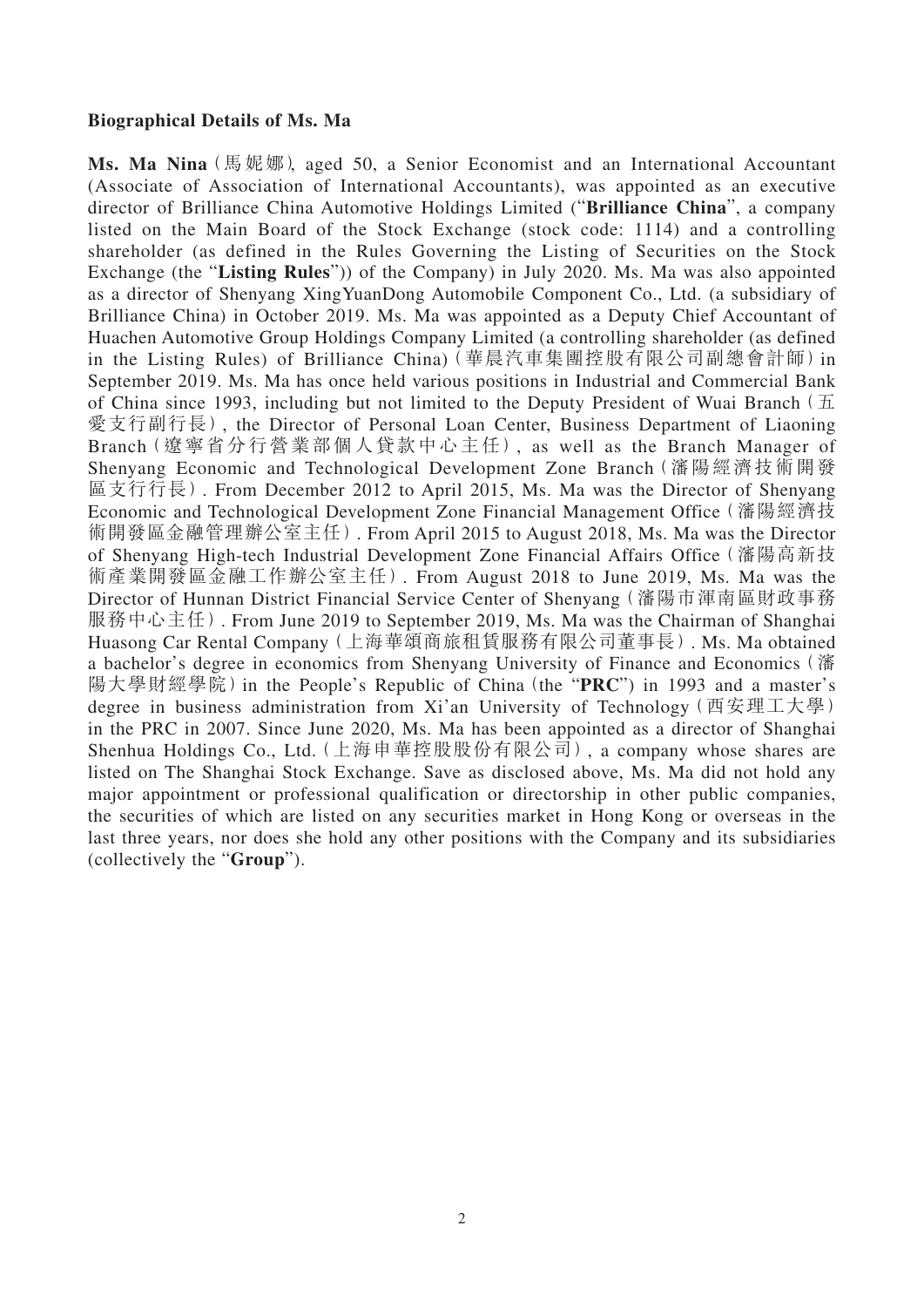**Biographical Details of Ms. Ma**

**Ms. Ma Nina** (馬妮娜), aged 50, a Senior Economist and an International Accountant (Associate of Association of International Accountants), was appointed as an executive director of Brilliance China Automotive Holdings Limited ("**Brilliance China**", a company listed on the Main Board of the Stock Exchange (stock code: 1114) and a controlling shareholder (as defined in the Rules Governing the Listing of Securities on the Stock Exchange (the "**Listing Rules**")) of the Company) in July 2020. Ms. Ma was also appointed as a director of Shenyang XingYuanDong Automobile Component Co., Ltd. (a subsidiary of Brilliance China) in October 2019. Ms. Ma was appointed as a Deputy Chief Accountant of Huachen Automotive Group Holdings Company Limited (a controlling shareholder (as defined in the Listing Rules) of Brilliance China) (華晨汽車集團控股有限公司副總會計師) in September 2019. Ms. Ma has once held various positions in Industrial and Commercial Bank of China since 1993, including but not limited to the Deputy President of Wuai Branch (五愛支行副行長), the Director of Personal Loan Center, Business Department of Liaoning Branch (遼寧省分行營業部個人貸款中心主任), as well as the Branch Manager of Shenyang Economic and Technological Development Zone Branch (瀋陽經濟技術開發區支行行長). From December 2012 to April 2015, Ms. Ma was the Director of Shenyang Economic and Technological Development Zone Financial Management Office (瀋陽經濟技術開發區金融管理辦公室主任). From April 2015 to August 2018, Ms. Ma was the Director of Shenyang High-tech Industrial Development Zone Financial Affairs Office (瀋陽高新技術產業開發區金融工作辦公室主任). From August 2018 to June 2019, Ms. Ma was the Director of Hunnan District Financial Service Center of Shenyang (瀋陽市渾南區財政事務服務中心主任). From June 2019 to September 2019, Ms. Ma was the Chairman of Shanghai Huasong Car Rental Company (上海華頌商旅租賃服務有限公司董事長). Ms. Ma obtained a bachelor's degree in economics from Shenyang University of Finance and Economics (瀋陽大學財經學院) in the People's Republic of China (the "**PRC**") in 1993 and a master's degree in business administration from Xi'an University of Technology (西安理工大學) in the PRC in 2007. Since June 2020, Ms. Ma has been appointed as a director of Shanghai Shenhua Holdings Co., Ltd. (上海申華控股股份有限公司), a company whose shares are listed on The Shanghai Stock Exchange. Save as disclosed above, Ms. Ma did not hold any major appointment or professional qualification or directorship in other public companies, the securities of which are listed on any securities market in Hong Kong or overseas in the last three years, nor does she hold any other positions with the Company and its subsidiaries (collectively the "**Group**").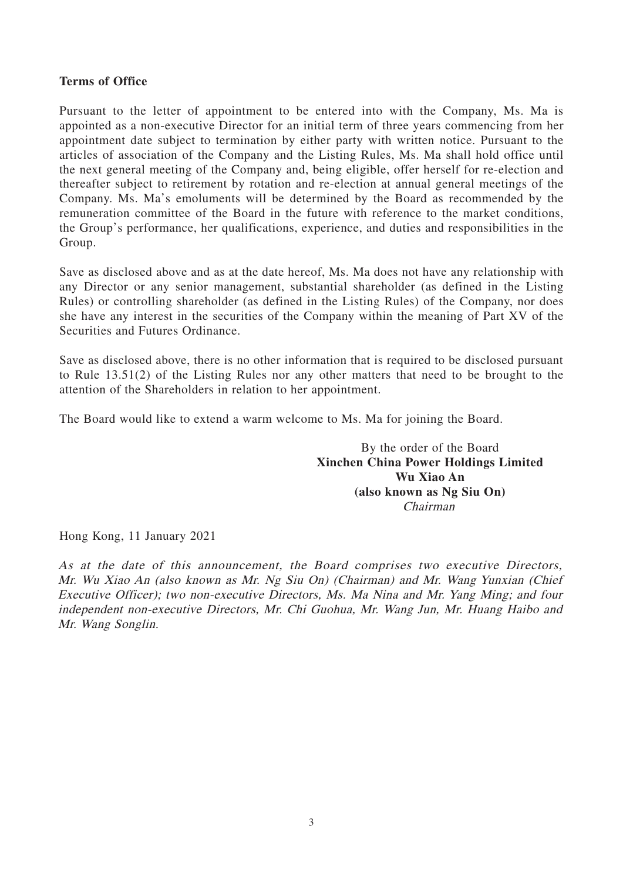**Terms of Office**

Pursuant to the letter of appointment to be entered into with the Company, Ms. Ma is appointed as a non-executive Director for an initial term of three years commencing from her appointment date subject to termination by either party with written notice. Pursuant to the articles of association of the Company and the Listing Rules, Ms. Ma shall hold office until the next general meeting of the Company and, being eligible, offer herself for re-election and thereafter subject to retirement by rotation and re-election at annual general meetings of the Company. Ms. Ma's emoluments will be determined by the Board as recommended by the remuneration committee of the Board in the future with reference to the market conditions, the Group's performance, her qualifications, experience, and duties and responsibilities in the Group.

Save as disclosed above and as at the date hereof, Ms. Ma does not have any relationship with any Director or any senior management, substantial shareholder (as defined in the Listing Rules) or controlling shareholder (as defined in the Listing Rules) of the Company, nor does she have any interest in the securities of the Company within the meaning of Part XV of the Securities and Futures Ordinance.

Save as disclosed above, there is no other information that is required to be disclosed pursuant to Rule 13.51(2) of the Listing Rules nor any other matters that need to be brought to the attention of the Shareholders in relation to her appointment.

The Board would like to extend a warm welcome to Ms. Ma for joining the Board.

By the order of the Board
**Xinchen China Power Holdings Limited**
**Wu Xiao An**
**(also known as Ng Siu On)**
*Chairman*

Hong Kong, 11 January 2021

*As at the date of this announcement, the Board comprises two executive Directors, Mr. Wu Xiao An (also known as Mr. Ng Siu On) (Chairman) and Mr. Wang Yunxian (Chief Executive Officer); two non-executive Directors, Ms. Ma Nina and Mr. Yang Ming; and four independent non-executive Directors, Mr. Chi Guohua, Mr. Wang Jun, Mr. Huang Haibo and Mr. Wang Songlin.*